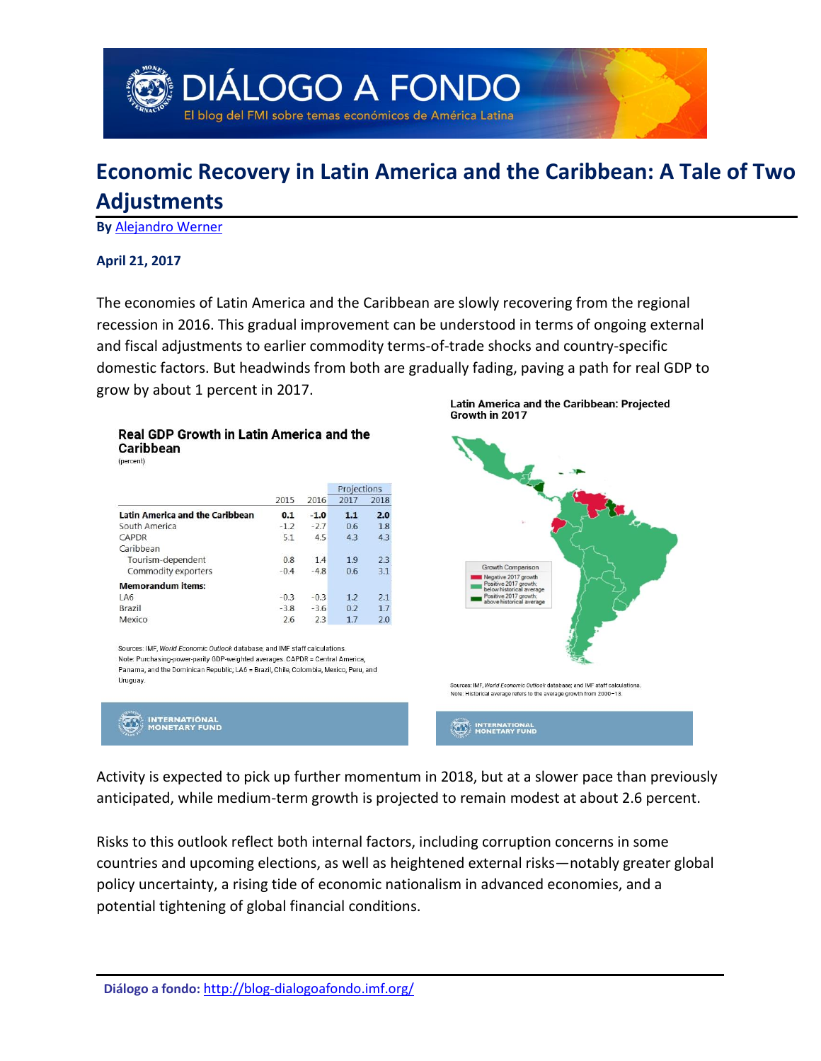# Economic Recovery in Latin America and the Caribbean: A Tale of Two Adjustments

**By** Alejandro Werner

**April 21, 2017**

The economies of Latin America and the Caribbean are slowly recovering from the regional recession in 2016. This gradual improvement can be understood in terms of ongoing external and fiscal adjustments to earlier commodity terms-of-trade shocks and country-specific domestic factors. But headwinds from both are gradually fading, paving a path for real GDP to grow by about 1 percent in 2017.

**Real GDP Growth in Latin America and the Caribbean**
(percent)

| | 2015 | 2016 | Projections 2017 | Projections 2018 |
|---|---|---|---|---|
| **Latin America and the Caribbean** | **0.1** | **-1.0** | **1.1** | **2.0** |
| South America | -1.2 | -2.7 | 0.6 | 1.8 |
| CAPDR | 5.1 | 4.5 | 4.3 | 4.3 |
| Caribbean | | | | |
| Tourism-dependent | 0.8 | 1.4 | 1.9 | 2.3 |
| Commodity exporters | -0.4 | -4.8 | 0.6 | 3.1 |
| **Memorandum items:** | | | | |
| LA6 | -0.3 | -0.3 | 1.2 | 2.1 |
| Brazil | -3.8 | -3.6 | 0.2 | 1.7 |
| Mexico | 2.6 | 2.3 | 1.7 | 2.0 |

Sources: IMF, *World Economic Outlook* database; and IMF staff calculations.
Note: Purchasing-power-parity GDP-weighted averages. CAPDR = Central America, Panama, and the Dominican Republic; LA6 = Brazil, Chile, Colombia, Mexico, Peru, and Uruguay.

**Latin America and the Caribbean: Projected Growth in 2017**

Growth Comparison: Negative 2017 growth; Positive 2017 growth: below historical average; Positive 2017 growth: above historical average

Sources: IMF, *World Economic Outlook* database; and IMF staff calculations.
Note: Historical average refers to the average growth from 2000–13.

Activity is expected to pick up further momentum in 2018, but at a slower pace than previously anticipated, while medium-term growth is projected to remain modest at about 2.6 percent.

Risks to this outlook reflect both internal factors, including corruption concerns in some countries and upcoming elections, as well as heightened external risks—notably greater global policy uncertainty, a rising tide of economic nationalism in advanced economies, and a potential tightening of global financial conditions.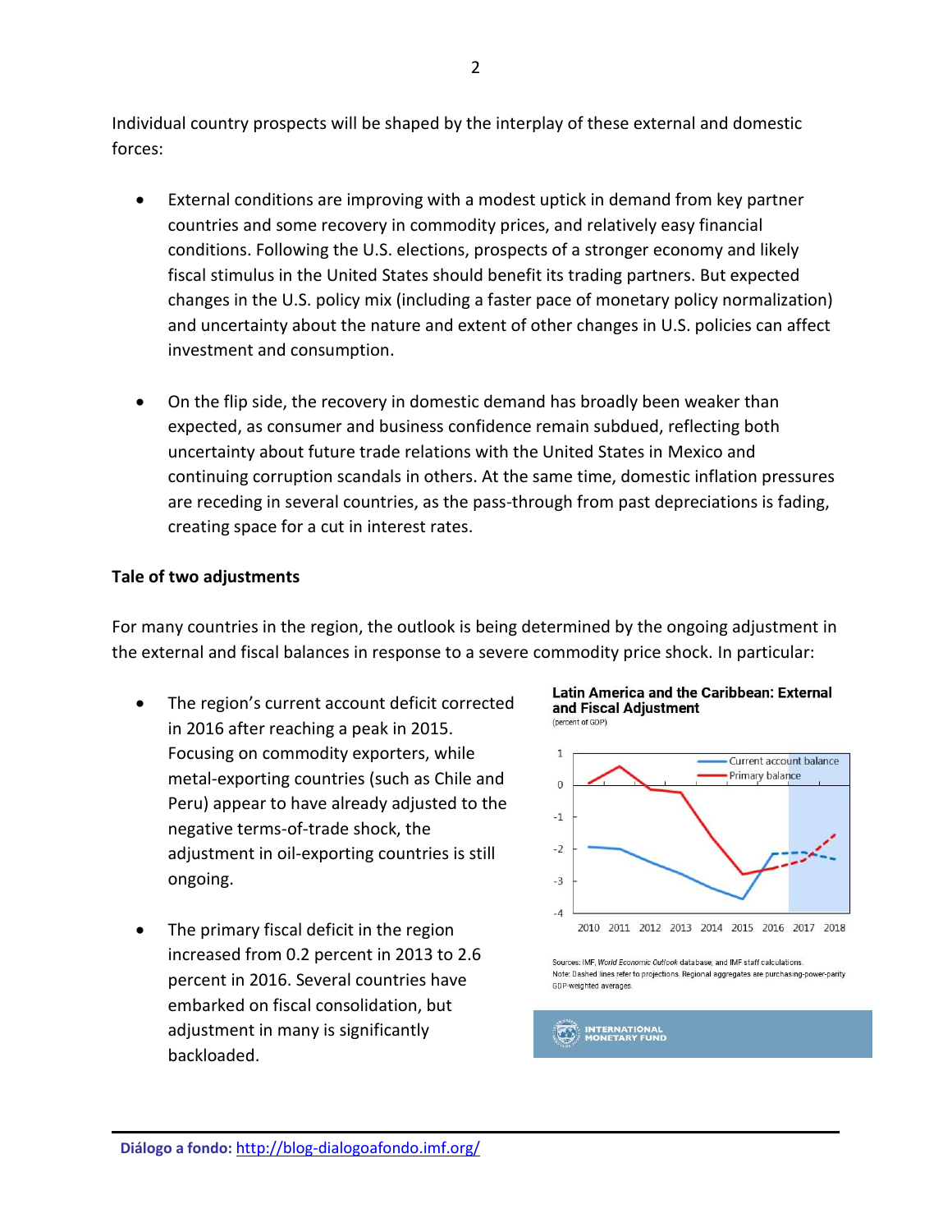Individual country prospects will be shaped by the interplay of these external and domestic forces:

- External conditions are improving with a modest uptick in demand from key partner countries and some recovery in commodity prices, and relatively easy financial conditions. Following the U.S. elections, prospects of a stronger economy and likely fiscal stimulus in the United States should benefit its trading partners. But expected changes in the U.S. policy mix (including a faster pace of monetary policy normalization) and uncertainty about the nature and extent of other changes in U.S. policies can affect investment and consumption.

- On the flip side, the recovery in domestic demand has broadly been weaker than expected, as consumer and business confidence remain subdued, reflecting both uncertainty about future trade relations with the United States in Mexico and continuing corruption scandals in others. At the same time, domestic inflation pressures are receding in several countries, as the pass-through from past depreciations is fading, creating space for a cut in interest rates.

**Tale of two adjustments**

For many countries in the region, the outlook is being determined by the ongoing adjustment in the external and fiscal balances in response to a severe commodity price shock. In particular:

- The region's current account deficit corrected in 2016 after reaching a peak in 2015. Focusing on commodity exporters, while metal-exporting countries (such as Chile and Peru) appear to have already adjusted to the negative terms-of-trade shock, the adjustment in oil-exporting countries is still ongoing.

- The primary fiscal deficit in the region increased from 0.2 percent in 2013 to 2.6 percent in 2016. Several countries have embarked on fiscal consolidation, but adjustment in many is significantly backloaded.

**Latin America and the Caribbean: External and Fiscal Adjustment**
(percent of GDP)

Sources: IMF, *World Economic Outlook* database; and IMF staff calculations.
Note: Dashed lines refer to projections. Regional aggregates are purchasing-power-parity GDP-weighted averages.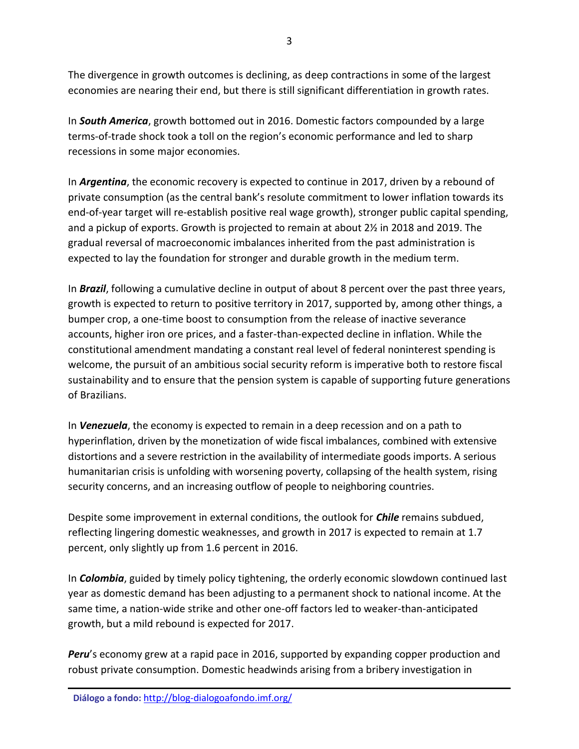The divergence in growth outcomes is declining, as deep contractions in some of the largest economies are nearing their end, but there is still significant differentiation in growth rates.

In ***South America***, growth bottomed out in 2016. Domestic factors compounded by a large terms-of-trade shock took a toll on the region's economic performance and led to sharp recessions in some major economies.

In ***Argentina***, the economic recovery is expected to continue in 2017, driven by a rebound of private consumption (as the central bank's resolute commitment to lower inflation towards its end-of-year target will re-establish positive real wage growth), stronger public capital spending, and a pickup of exports. Growth is projected to remain at about 2½ in 2018 and 2019. The gradual reversal of macroeconomic imbalances inherited from the past administration is expected to lay the foundation for stronger and durable growth in the medium term.

In ***Brazil***, following a cumulative decline in output of about 8 percent over the past three years, growth is expected to return to positive territory in 2017, supported by, among other things, a bumper crop, a one-time boost to consumption from the release of inactive severance accounts, higher iron ore prices, and a faster-than-expected decline in inflation. While the constitutional amendment mandating a constant real level of federal noninterest spending is welcome, the pursuit of an ambitious social security reform is imperative both to restore fiscal sustainability and to ensure that the pension system is capable of supporting future generations of Brazilians.

In ***Venezuela***, the economy is expected to remain in a deep recession and on a path to hyperinflation, driven by the monetization of wide fiscal imbalances, combined with extensive distortions and a severe restriction in the availability of intermediate goods imports. A serious humanitarian crisis is unfolding with worsening poverty, collapsing of the health system, rising security concerns, and an increasing outflow of people to neighboring countries.

Despite some improvement in external conditions, the outlook for ***Chile*** remains subdued, reflecting lingering domestic weaknesses, and growth in 2017 is expected to remain at 1.7 percent, only slightly up from 1.6 percent in 2016.

In ***Colombia***, guided by timely policy tightening, the orderly economic slowdown continued last year as domestic demand has been adjusting to a permanent shock to national income. At the same time, a nation-wide strike and other one-off factors led to weaker-than-anticipated growth, but a mild rebound is expected for 2017.

***Peru***'s economy grew at a rapid pace in 2016, supported by expanding copper production and robust private consumption. Domestic headwinds arising from a bribery investigation in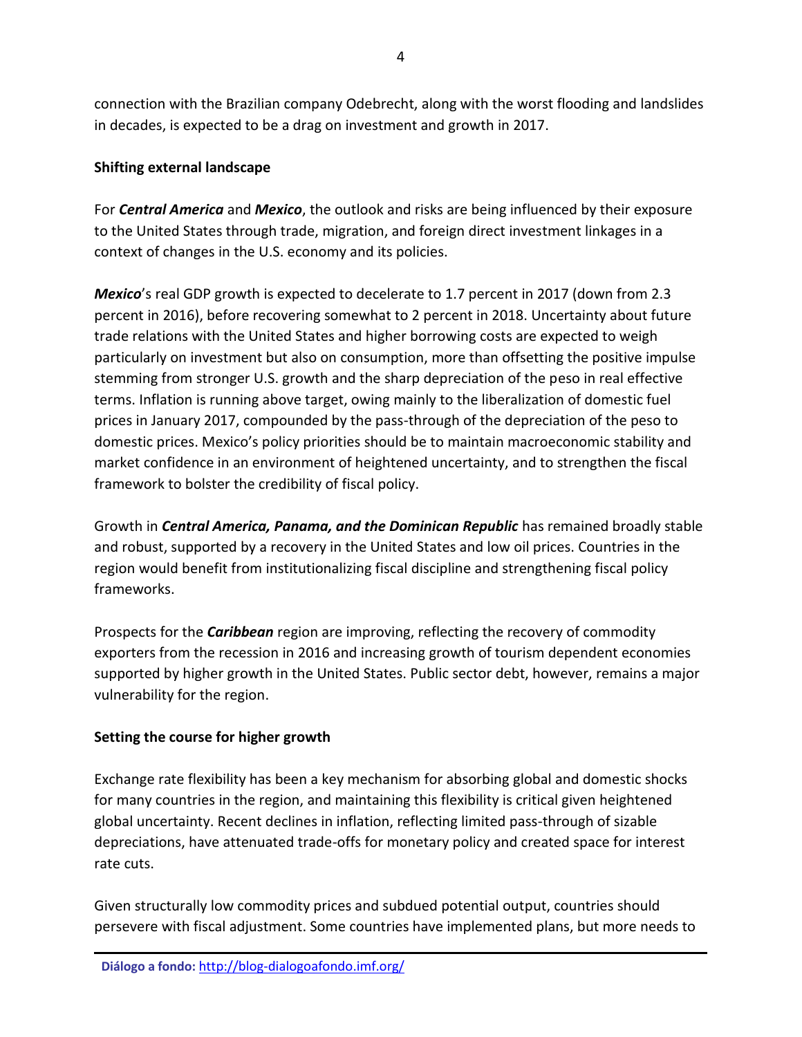connection with the Brazilian company Odebrecht, along with the worst flooding and landslides in decades, is expected to be a drag on investment and growth in 2017.

**Shifting external landscape**

For ***Central America*** and ***Mexico***, the outlook and risks are being influenced by their exposure to the United States through trade, migration, and foreign direct investment linkages in a context of changes in the U.S. economy and its policies.

***Mexico***'s real GDP growth is expected to decelerate to 1.7 percent in 2017 (down from 2.3 percent in 2016), before recovering somewhat to 2 percent in 2018. Uncertainty about future trade relations with the United States and higher borrowing costs are expected to weigh particularly on investment but also on consumption, more than offsetting the positive impulse stemming from stronger U.S. growth and the sharp depreciation of the peso in real effective terms. Inflation is running above target, owing mainly to the liberalization of domestic fuel prices in January 2017, compounded by the pass-through of the depreciation of the peso to domestic prices. Mexico's policy priorities should be to maintain macroeconomic stability and market confidence in an environment of heightened uncertainty, and to strengthen the fiscal framework to bolster the credibility of fiscal policy.

Growth in ***Central America, Panama, and the Dominican Republic*** has remained broadly stable and robust, supported by a recovery in the United States and low oil prices. Countries in the region would benefit from institutionalizing fiscal discipline and strengthening fiscal policy frameworks.

Prospects for the ***Caribbean*** region are improving, reflecting the recovery of commodity exporters from the recession in 2016 and increasing growth of tourism dependent economies supported by higher growth in the United States. Public sector debt, however, remains a major vulnerability for the region.

**Setting the course for higher growth**

Exchange rate flexibility has been a key mechanism for absorbing global and domestic shocks for many countries in the region, and maintaining this flexibility is critical given heightened global uncertainty. Recent declines in inflation, reflecting limited pass-through of sizable depreciations, have attenuated trade-offs for monetary policy and created space for interest rate cuts.

Given structurally low commodity prices and subdued potential output, countries should persevere with fiscal adjustment. Some countries have implemented plans, but more needs to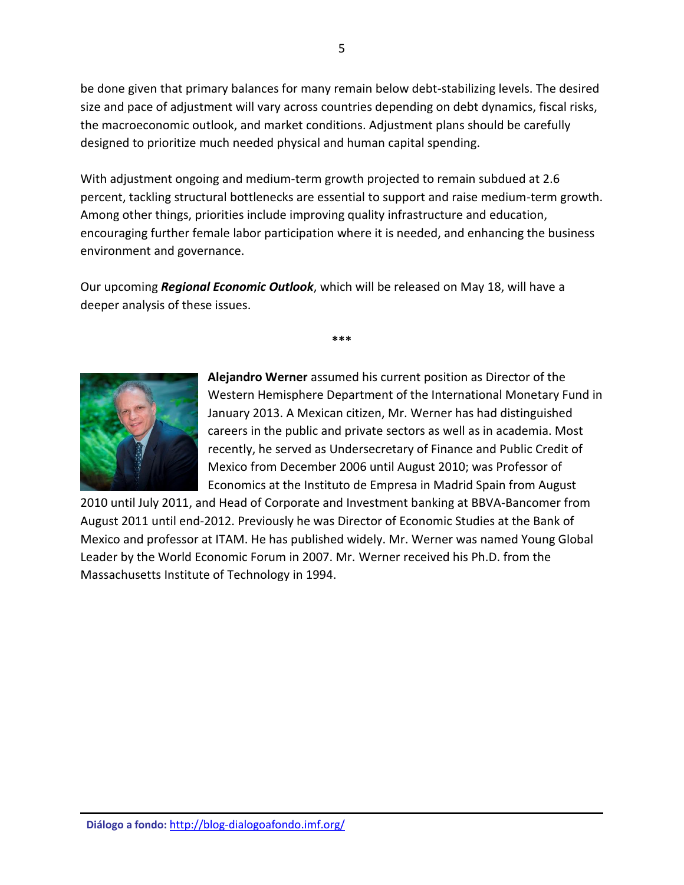be done given that primary balances for many remain below debt-stabilizing levels. The desired size and pace of adjustment will vary across countries depending on debt dynamics, fiscal risks, the macroeconomic outlook, and market conditions. Adjustment plans should be carefully designed to prioritize much needed physical and human capital spending.

With adjustment ongoing and medium-term growth projected to remain subdued at 2.6 percent, tackling structural bottlenecks are essential to support and raise medium-term growth. Among other things, priorities include improving quality infrastructure and education, encouraging further female labor participation where it is needed, and enhancing the business environment and governance.

Our upcoming ***Regional Economic Outlook***, which will be released on May 18, will have a deeper analysis of these issues.

***

**Alejandro Werner** assumed his current position as Director of the Western Hemisphere Department of the International Monetary Fund in January 2013. A Mexican citizen, Mr. Werner has had distinguished careers in the public and private sectors as well as in academia. Most recently, he served as Undersecretary of Finance and Public Credit of Mexico from December 2006 until August 2010; was Professor of Economics at the Instituto de Empresa in Madrid Spain from August 2010 until July 2011, and Head of Corporate and Investment banking at BBVA-Bancomer from August 2011 until end-2012. Previously he was Director of Economic Studies at the Bank of Mexico and professor at ITAM. He has published widely. Mr. Werner was named Young Global Leader by the World Economic Forum in 2007. Mr. Werner received his Ph.D. from the Massachusetts Institute of Technology in 1994.